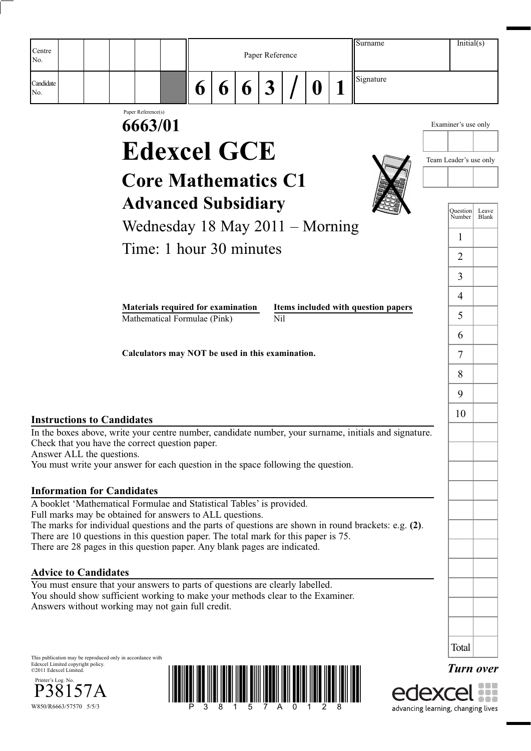| Centre No. | | | | | | Paper Reference | | | | | | | Surname | Initial(s) |
|---|---|---|---|---|---|---|---|---|---|---|---|---|---|---|
| Candidate No. | | | | | | 6 | 6 | 6 | 3 | / | 0 | 1 | Signature | |

Paper Reference(s)

# 6663/01

# Edexcel GCE

## Core Mathematics C1

## Advanced Subsidiary

Wednesday 18 May 2011 – Morning

Time: 1 hour 30 minutes

| Materials required for examination | Items included with question papers |
|---|---|
| Mathematical Formulae (Pink) | Nil |

**Calculators may NOT be used in this examination.**

Examiner's use only

Team Leader's use only

| Question Number | Leave Blank |
|---|---|
| 1 | |
| 2 | |
| 3 | |
| 4 | |
| 5 | |
| 6 | |
| 7 | |
| 8 | |
| 9 | |
| 10 | |
| Total | |

### Instructions to Candidates

In the boxes above, write your centre number, candidate number, your surname, initials and signature.
Check that you have the correct question paper.
Answer ALL the questions.
You must write your answer for each question in the space following the question.

### Information for Candidates

A booklet 'Mathematical Formulae and Statistical Tables' is provided.
Full marks may be obtained for answers to ALL questions.
The marks for individual questions and the parts of questions are shown in round brackets: e.g. **(2)**.
There are 10 questions in this question paper. The total mark for this paper is 75.
There are 28 pages in this question paper. Any blank pages are indicated.

### Advice to Candidates

You must ensure that your answers to parts of questions are clearly labelled.
You should show sufficient working to make your methods clear to the Examiner.
Answers without working may not gain full credit.

This publication may be reproduced only in accordance with Edexcel Limited copyright policy.
©2011 Edexcel Limited.

Printer's Log. No.
P38157A
W850/R6663/57570 5/5/3

*Turn over*

edexcel
advancing learning, changing lives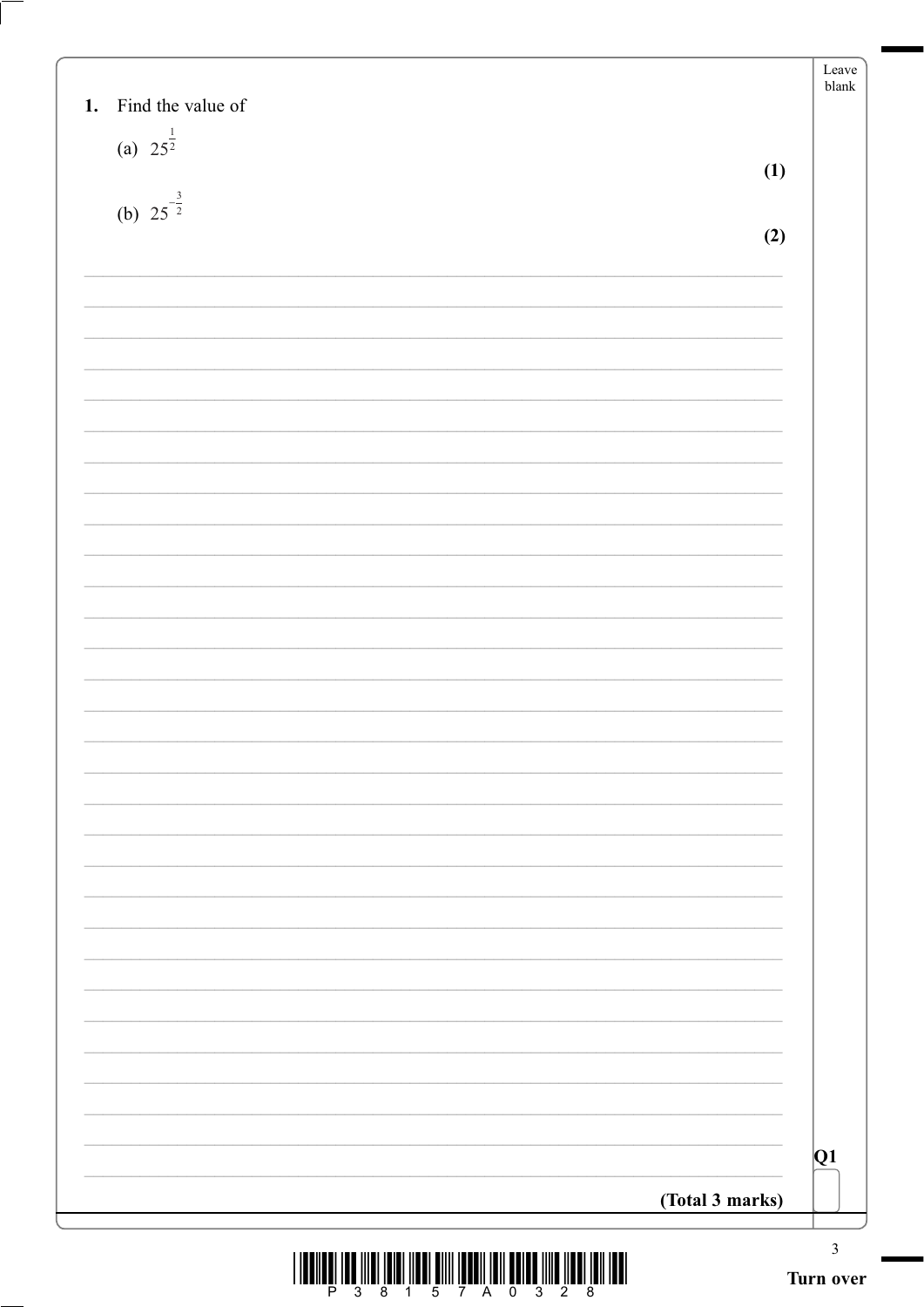**1.** Find the value of

(a) $25^{\frac{1}{2}}$ **(1)**

(b) $25^{-\frac{3}{2}}$ **(2)**

**(Total 3 marks)**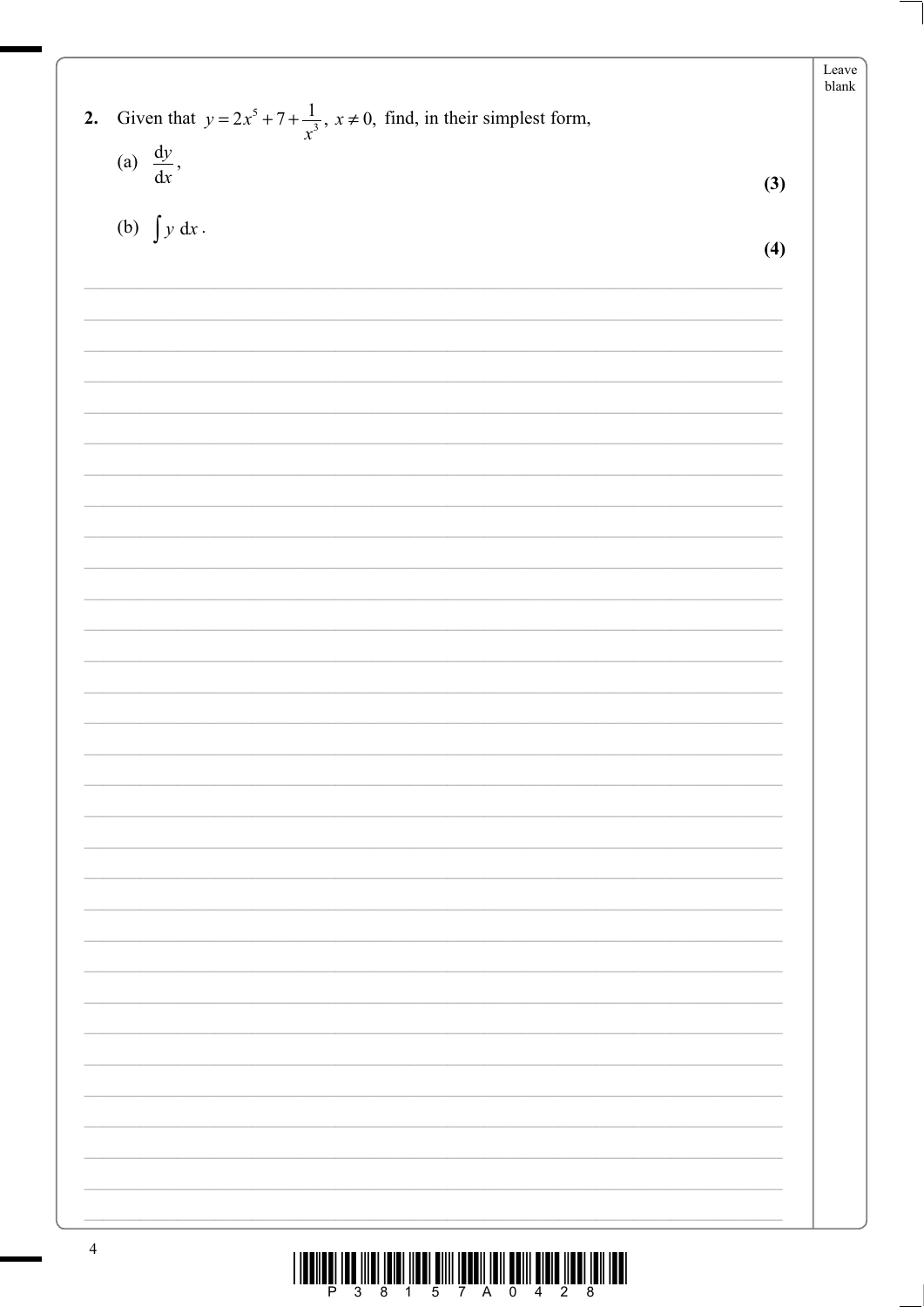**2.** Given that $y = 2x^5 + 7 + \dfrac{1}{x^3}$, $x \neq 0$, find, in their simplest form,

(a) $\dfrac{\mathrm{d}y}{\mathrm{d}x}$,

**(3)**

(b) $\int y \, \mathrm{d}x$.

**(4)**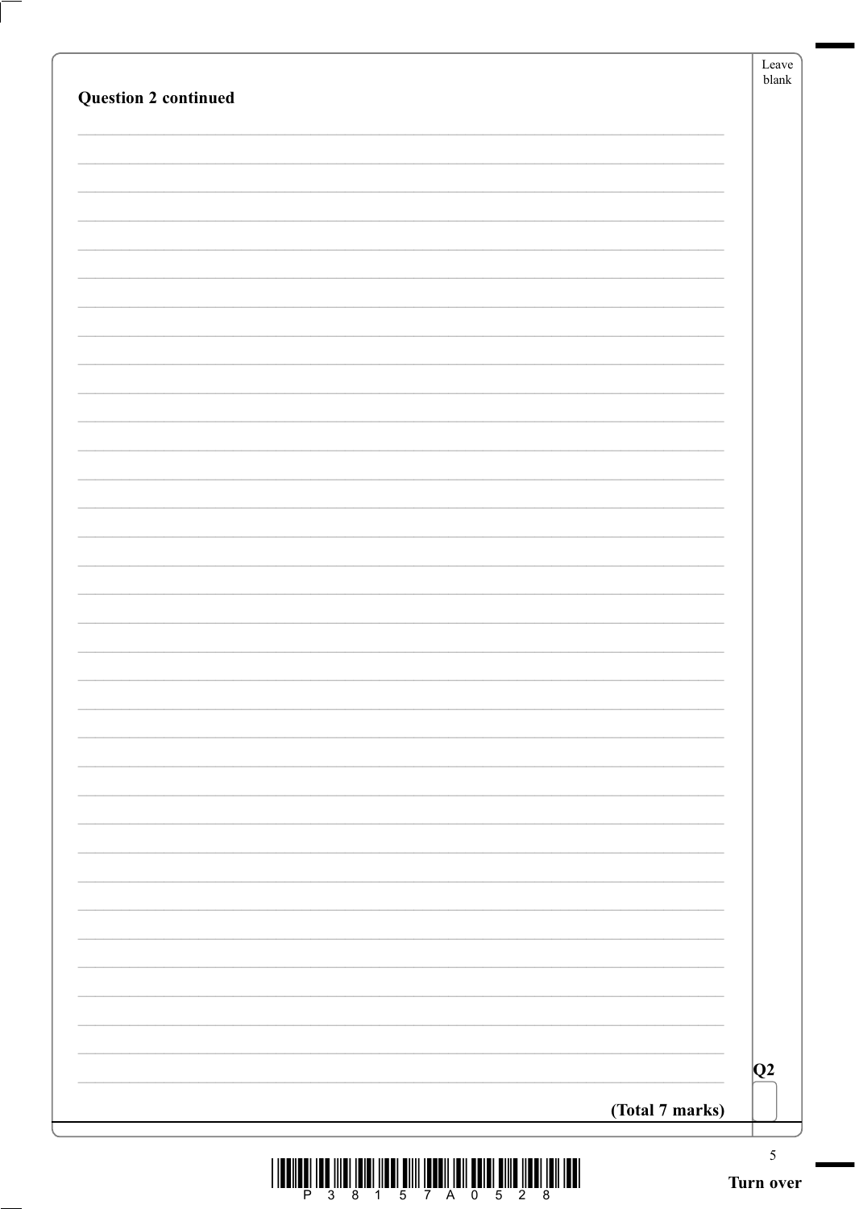**Question 2 continued**

**(Total 7 marks)**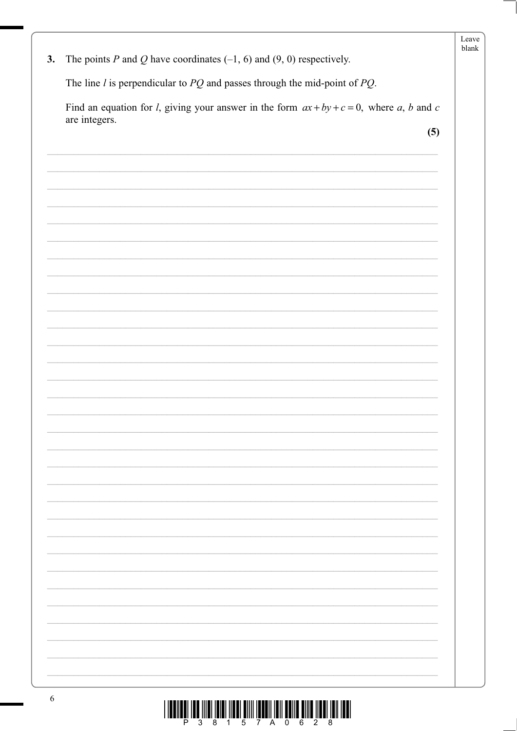3. The points $P$ and $Q$ have coordinates $(-1, 6)$ and $(9, 0)$ respectively.

The line $l$ is perpendicular to $PQ$ and passes through the mid-point of $PQ$.

Find an equation for $l$, giving your answer in the form $ax + by + c = 0$, where $a$, $b$ and $c$ are integers.

**(5)**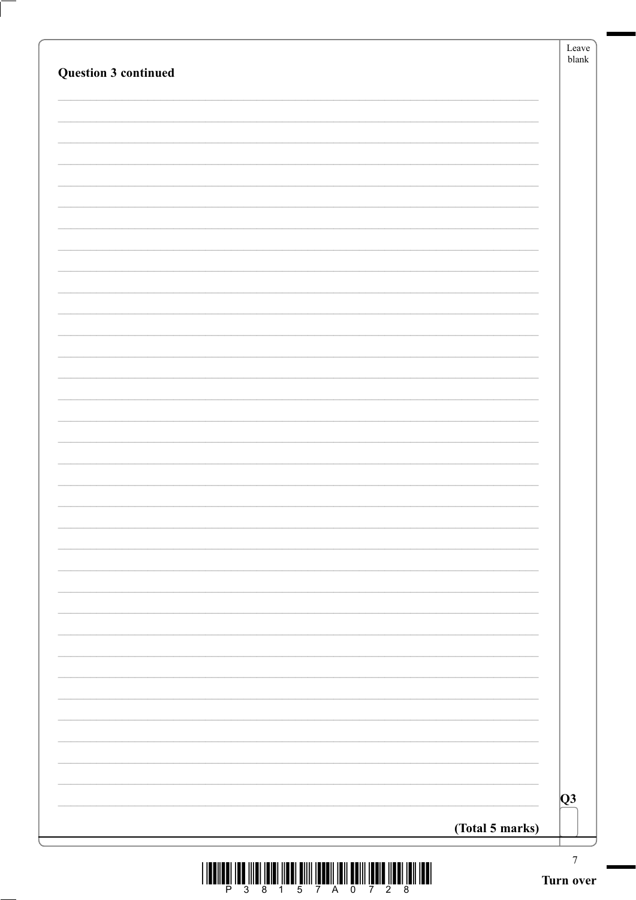**Question 3 continued**

**(Total 5 marks)**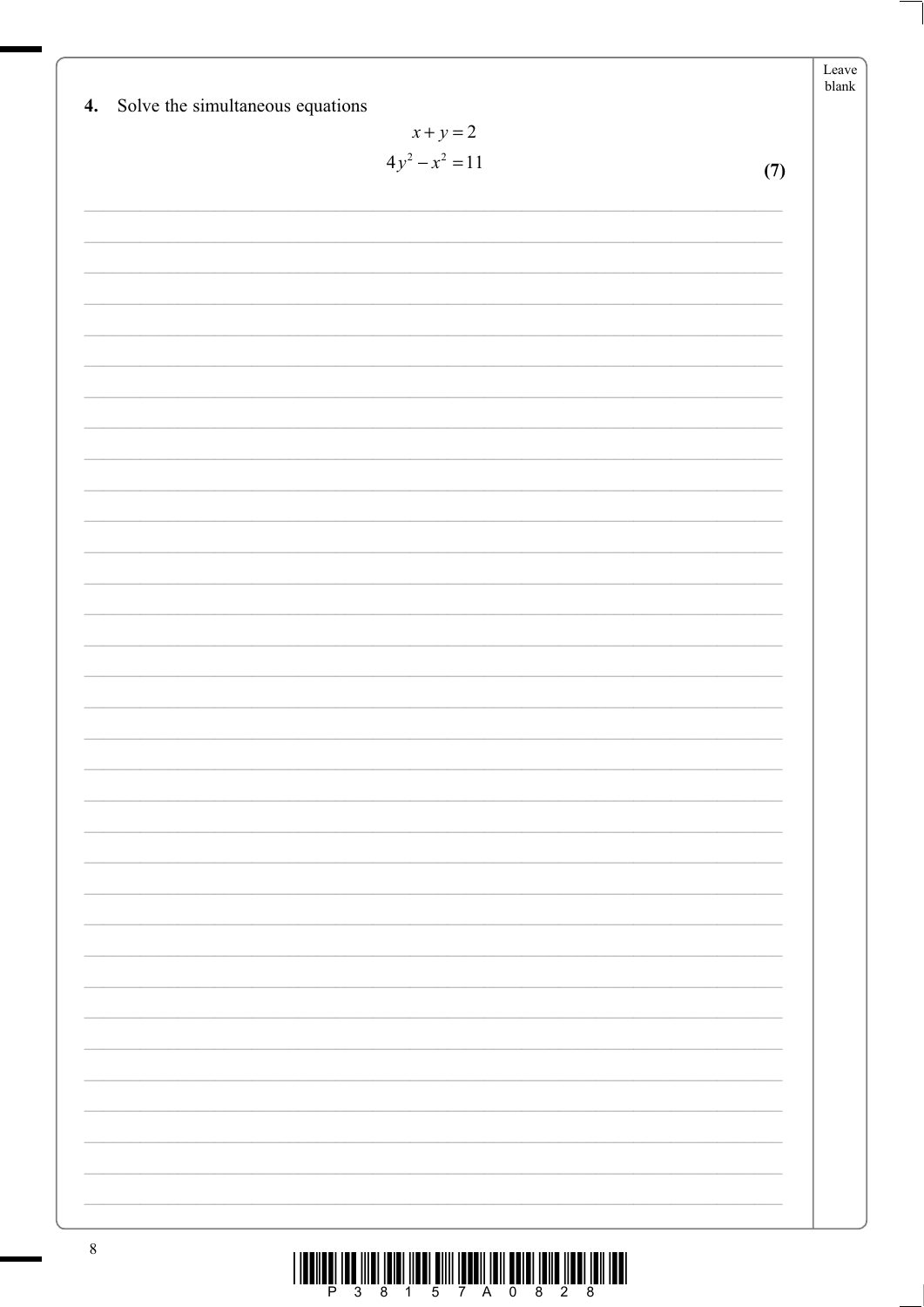4. Solve the simultaneous equations

$$x + y = 2$$

$$4y^2 - x^2 = 11$$

**(7)**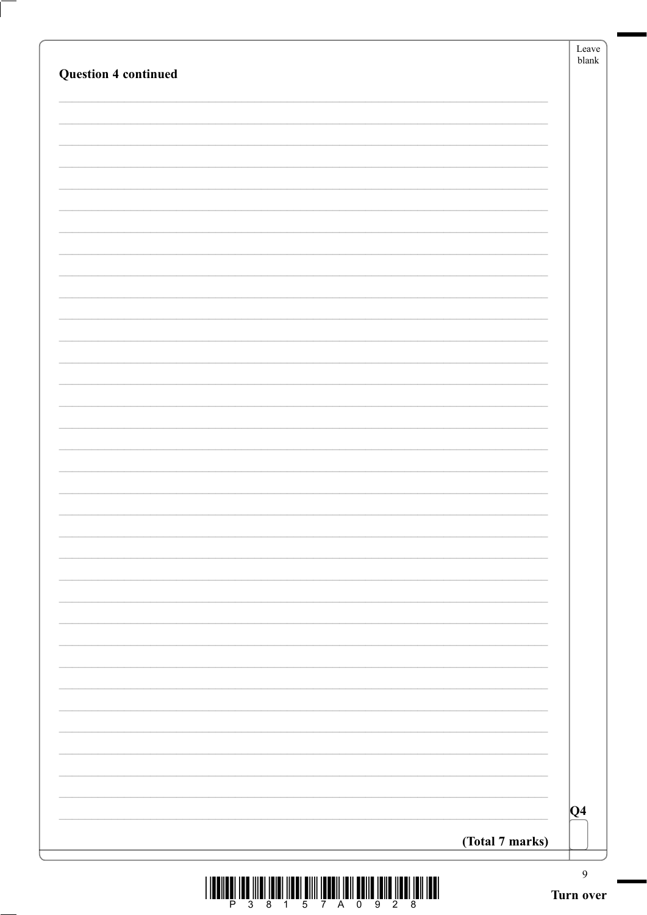**Question 4 continued**

**(Total 7 marks)**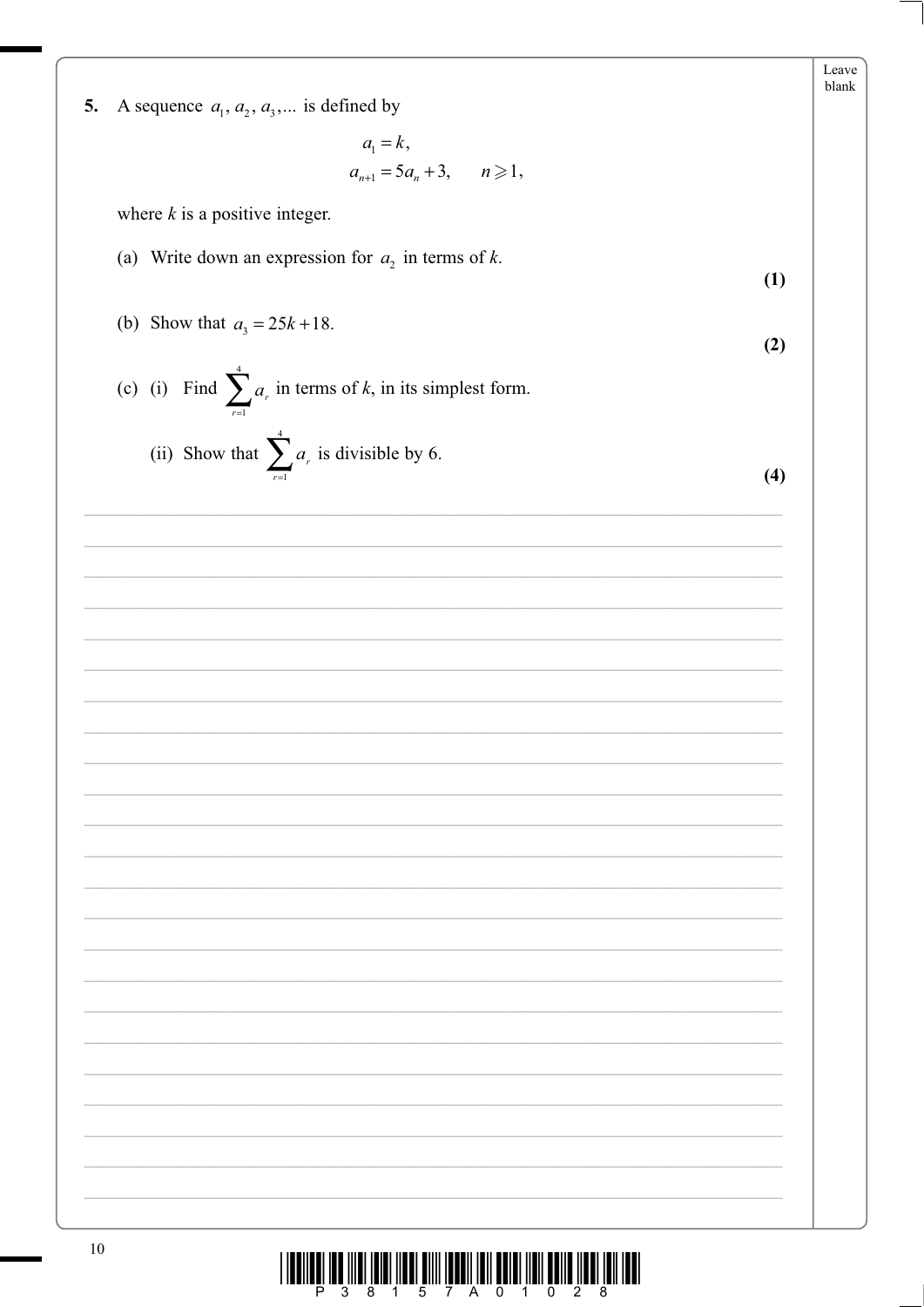**5.** A sequence $a_1, a_2, a_3, \ldots$ is defined by

$$a_1 = k,$$
$$a_{n+1} = 5a_n + 3, \qquad n \geqslant 1,$$

where $k$ is a positive integer.

(a) Write down an expression for $a_2$ in terms of $k$.

**(1)**

(b) Show that $a_3 = 25k + 18$.

**(2)**

(c) (i) Find $\sum_{r=1}^{4} a_r$ in terms of $k$, in its simplest form.

(ii) Show that $\sum_{r=1}^{4} a_r$ is divisible by 6.

**(4)**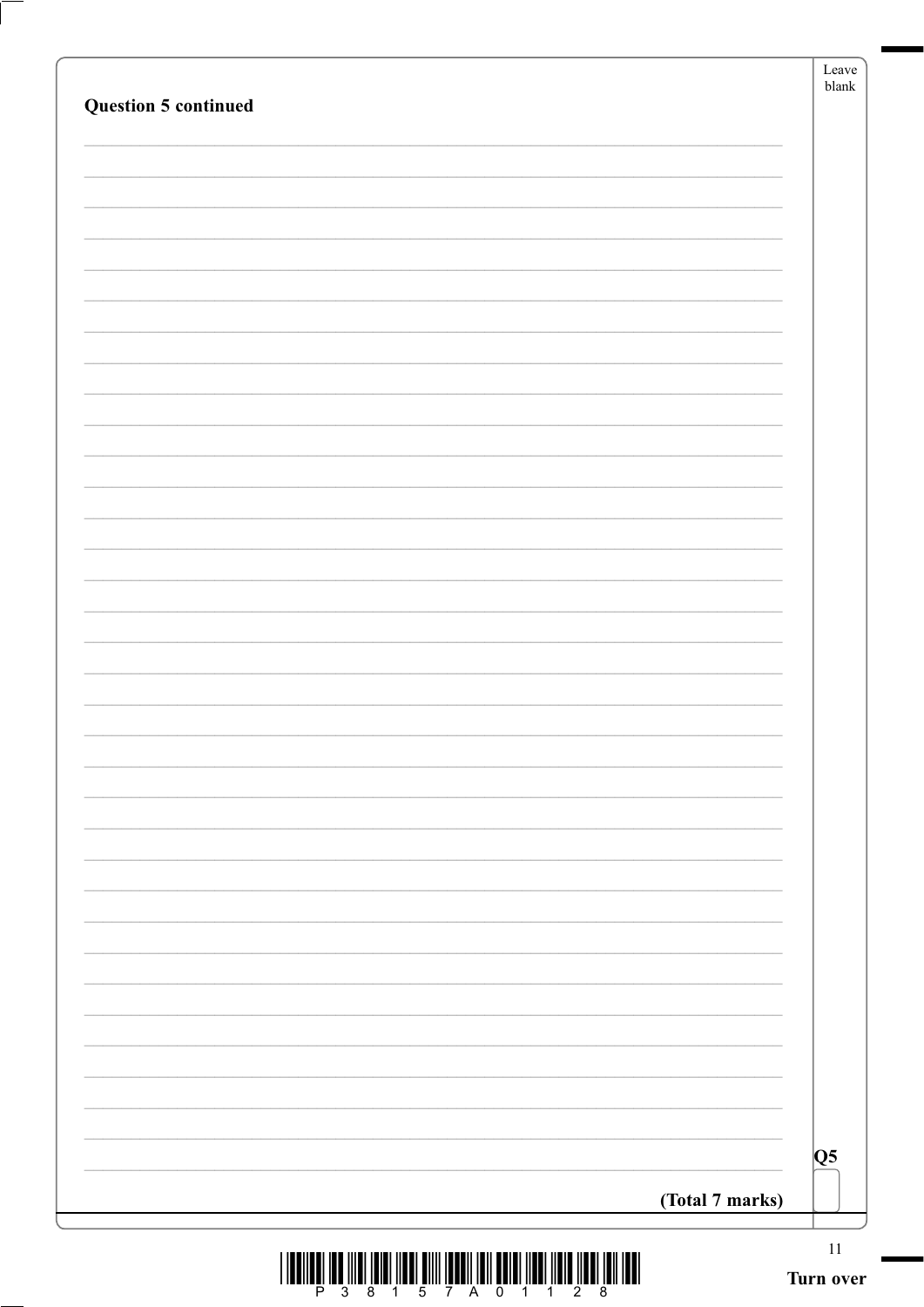**Question 5 continued**

**(Total 7 marks)**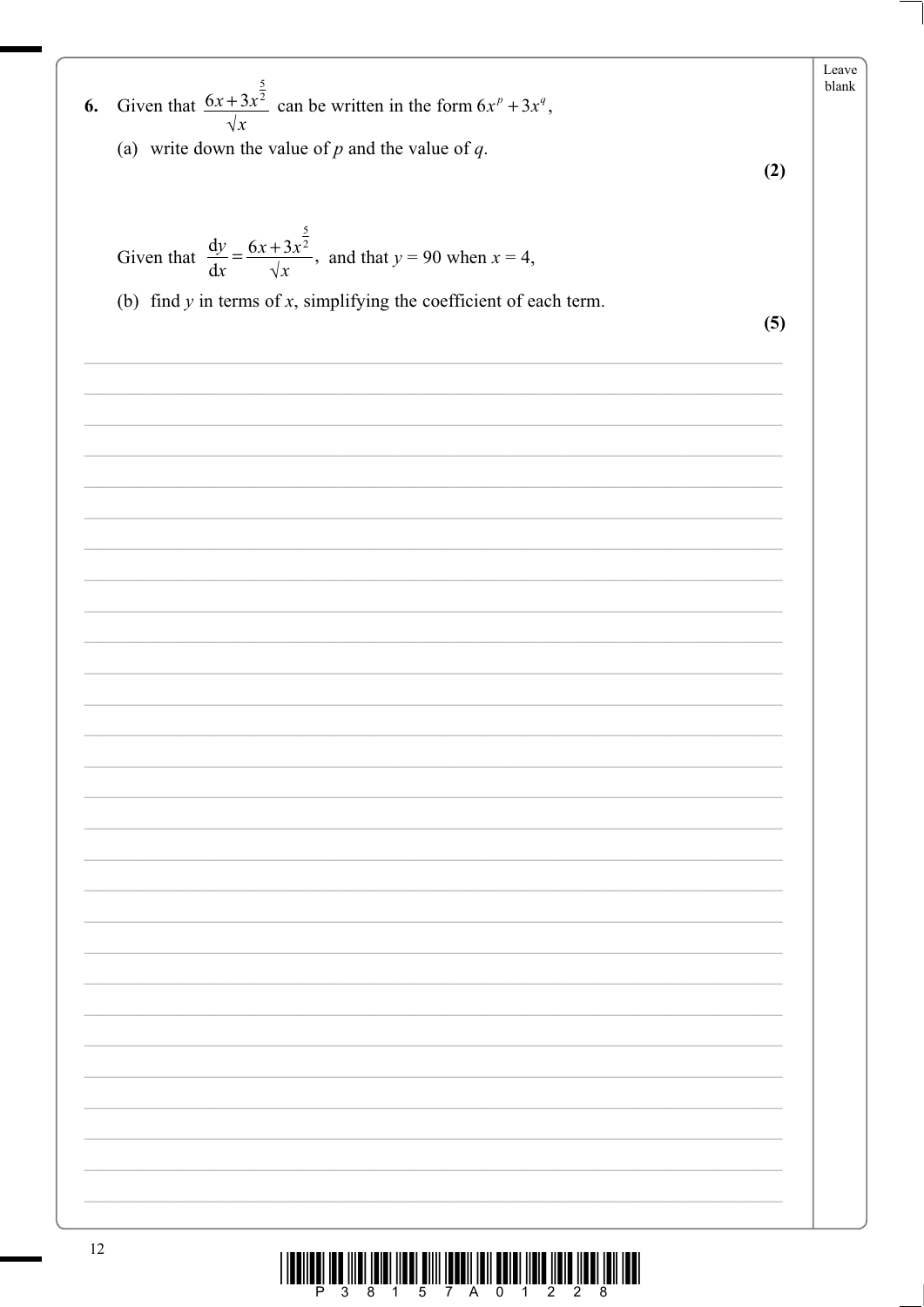**6.** Given that $\dfrac{6x+3x^{\frac{5}{2}}}{\sqrt{x}}$ can be written in the form $6x^p + 3x^q$,

(a) write down the value of $p$ and the value of $q$.

**(2)**

Given that $\dfrac{\mathrm{d}y}{\mathrm{d}x} = \dfrac{6x+3x^{\frac{5}{2}}}{\sqrt{x}}$, and that $y = 90$ when $x = 4$,

(b) find $y$ in terms of $x$, simplifying the coefficient of each term.

**(5)**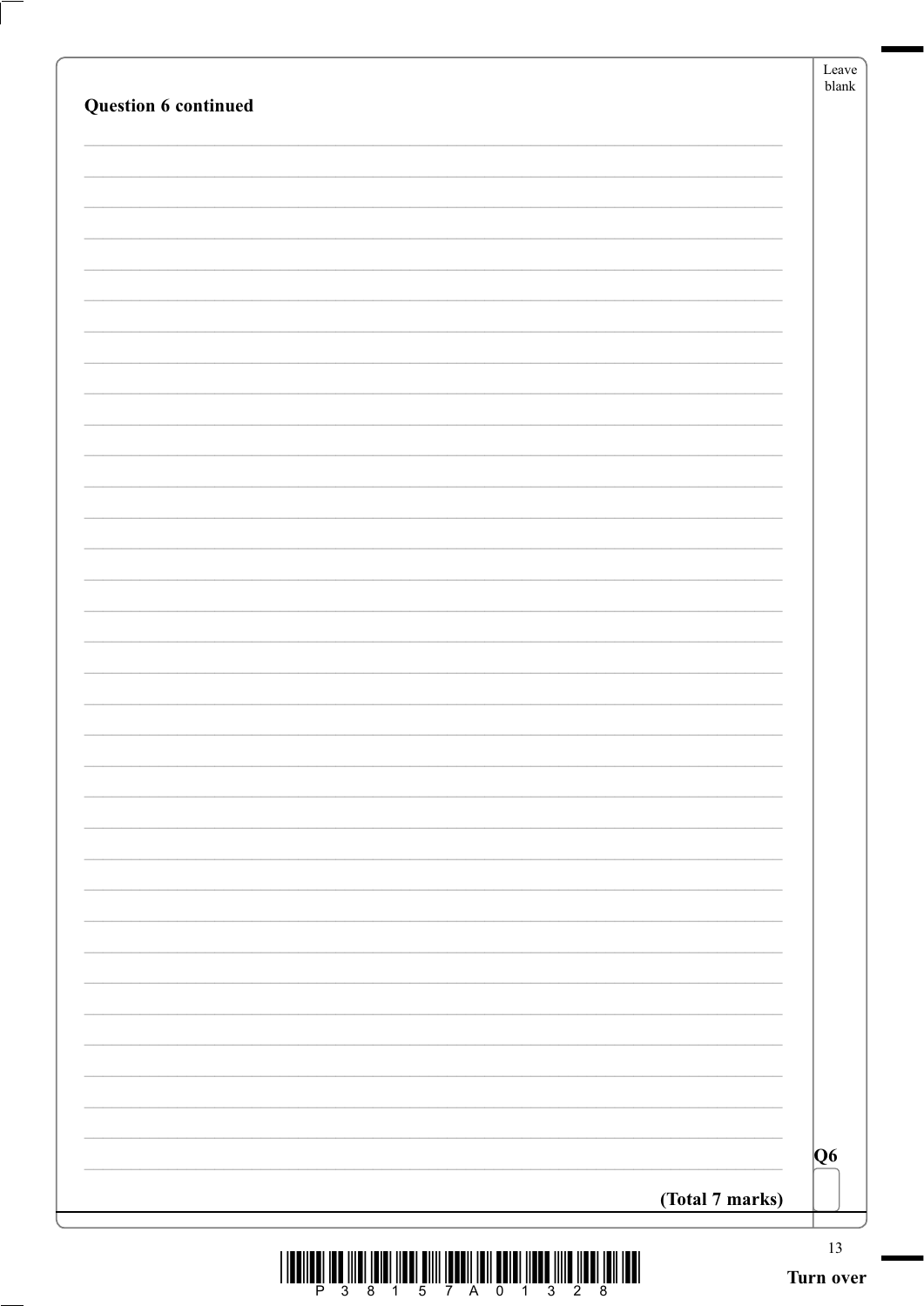**Question 6 continued**

**(Total 7 marks)**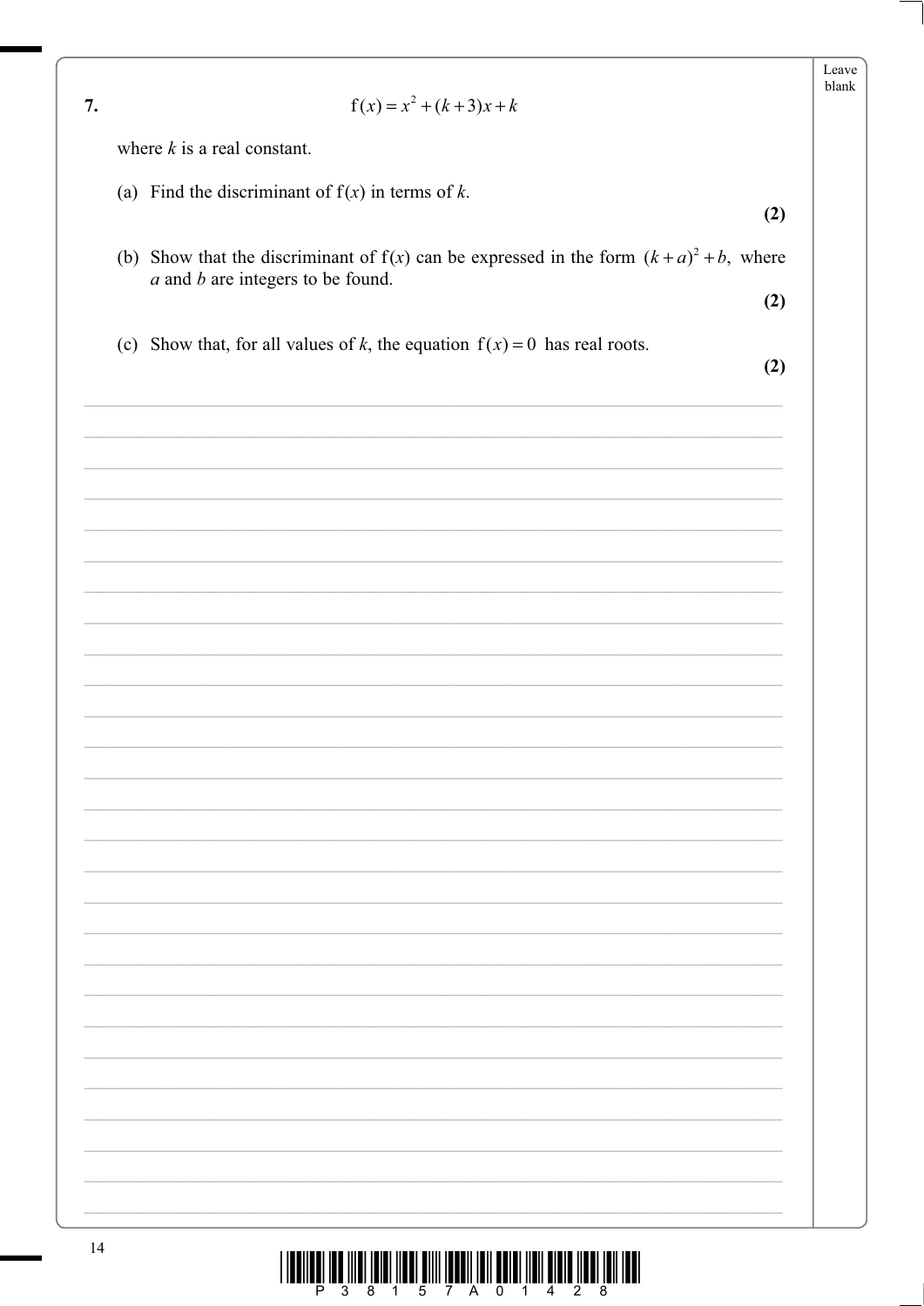**7.**

$$f(x) = x^2 + (k+3)x + k$$

where $k$ is a real constant.

(a) Find the discriminant of $f(x)$ in terms of $k$.

**(2)**

(b) Show that the discriminant of $f(x)$ can be expressed in the form $(k+a)^2 + b$, where $a$ and $b$ are integers to be found.

**(2)**

(c) Show that, for all values of $k$, the equation $f(x) = 0$ has real roots.

**(2)**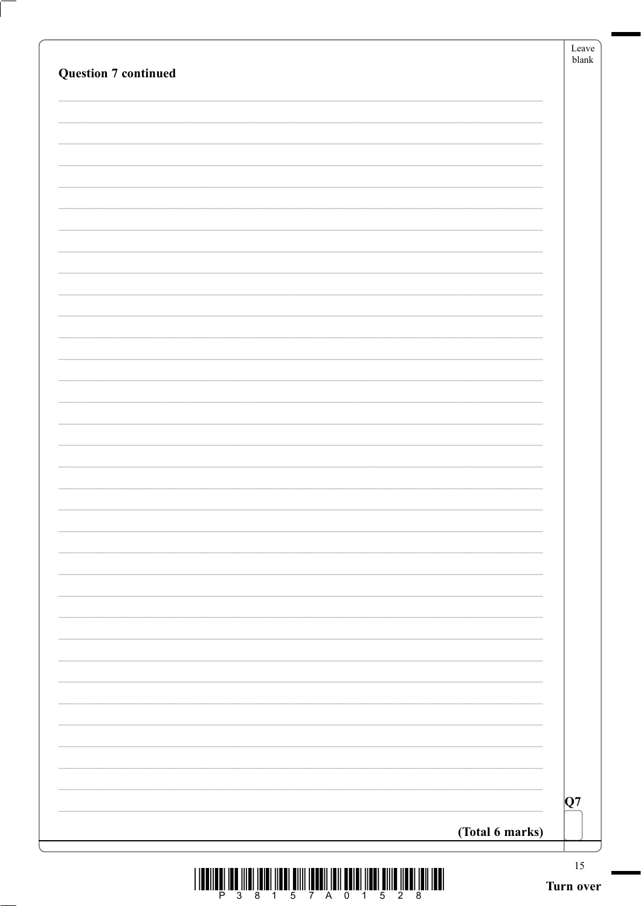**Question 7 continued**

**(Total 6 marks)**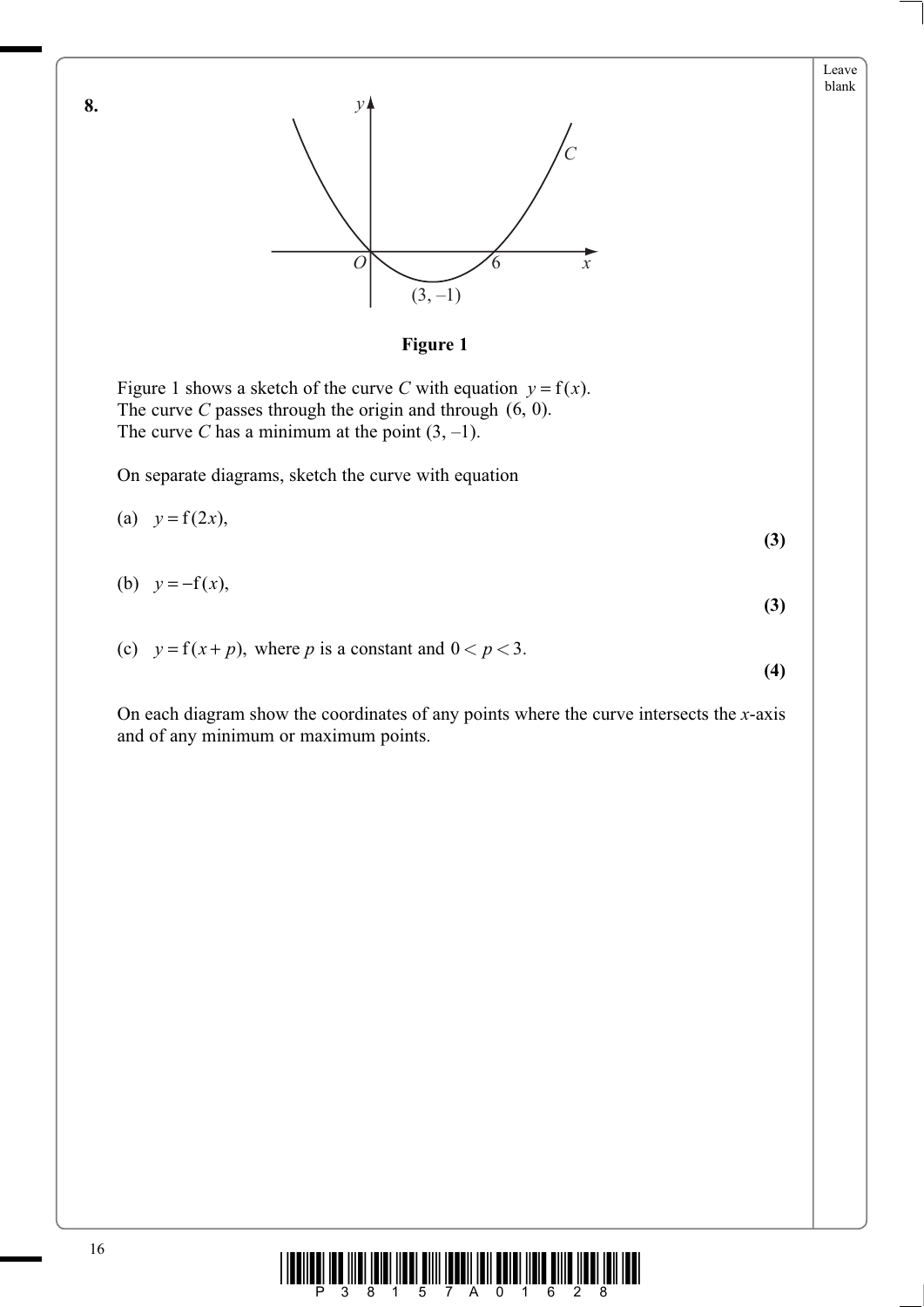**8.**

**Figure 1**

Figure 1 shows a sketch of the curve $C$ with equation $y = \mathrm{f}(x)$.
The curve $C$ passes through the origin and through $(6, 0)$.
The curve $C$ has a minimum at the point $(3, -1)$.

On separate diagrams, sketch the curve with equation

(a) $y = \mathrm{f}(2x)$,
**(3)**

(b) $y = -\mathrm{f}(x)$,
**(3)**

(c) $y = \mathrm{f}(x + p)$, where $p$ is a constant and $0 < p < 3$.
**(4)**

On each diagram show the coordinates of any points where the curve intersects the $x$-axis and of any minimum or maximum points.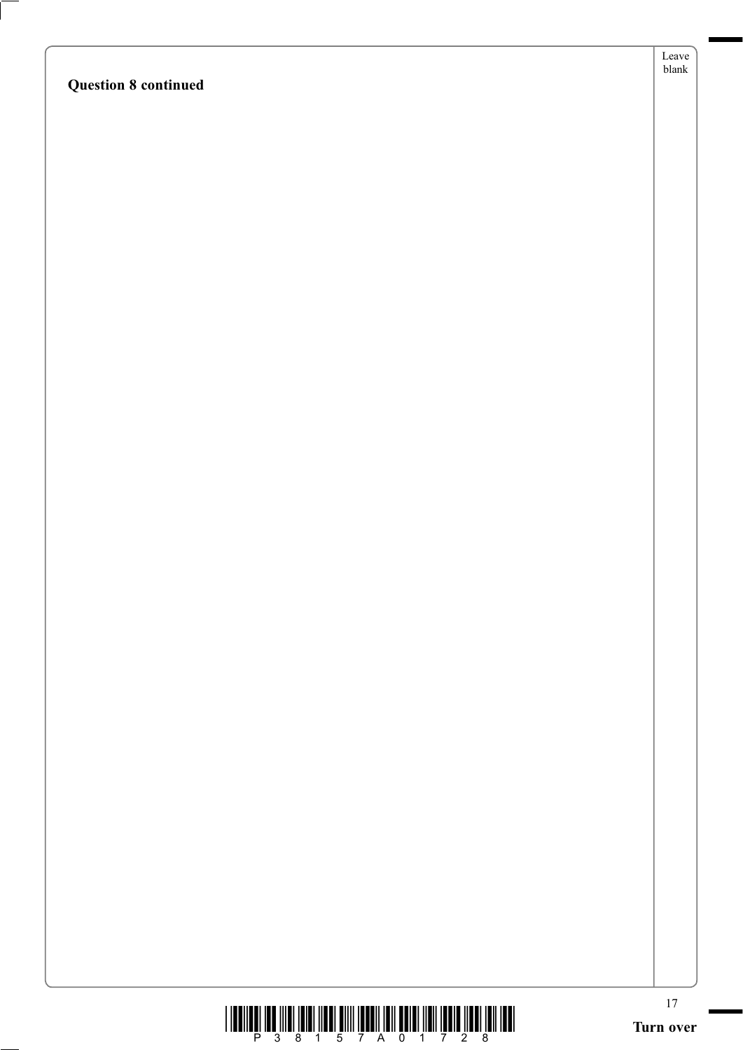**Question 8 continued**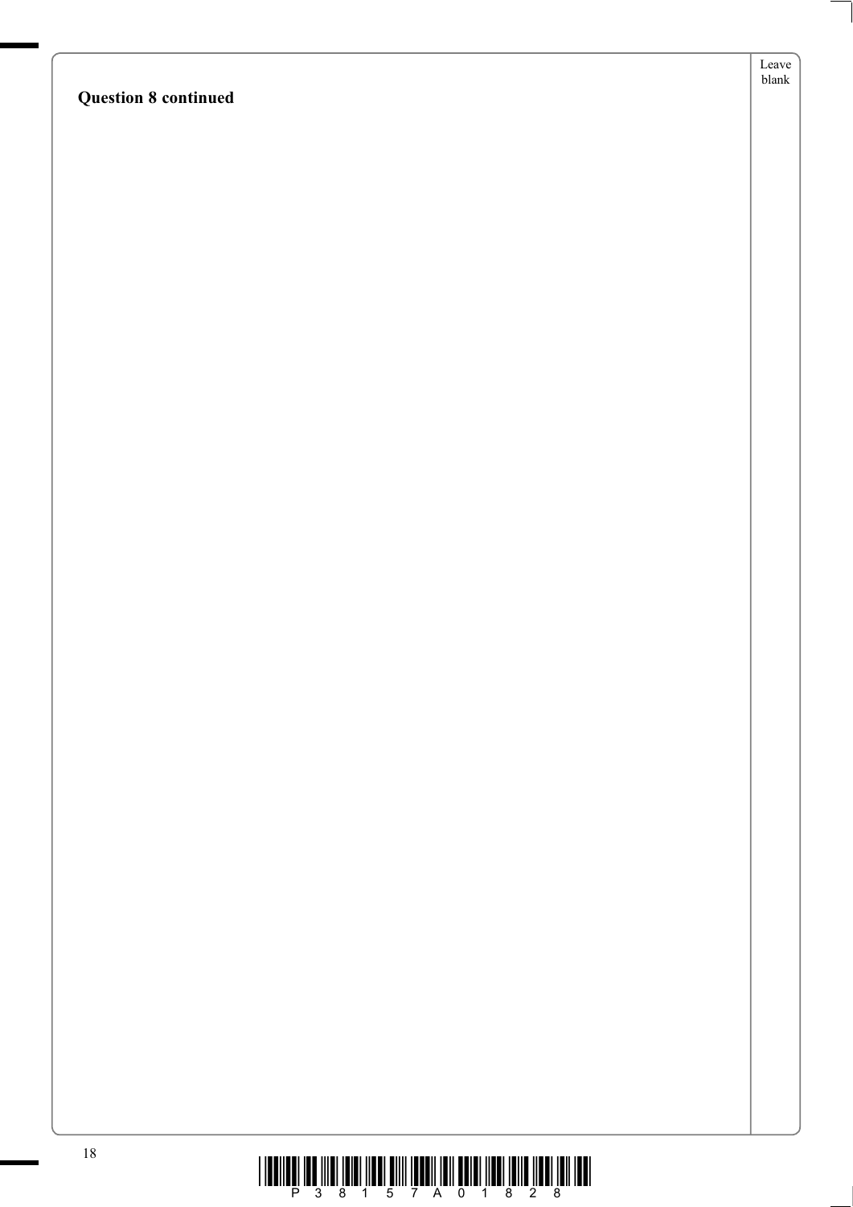**Question 8 continued**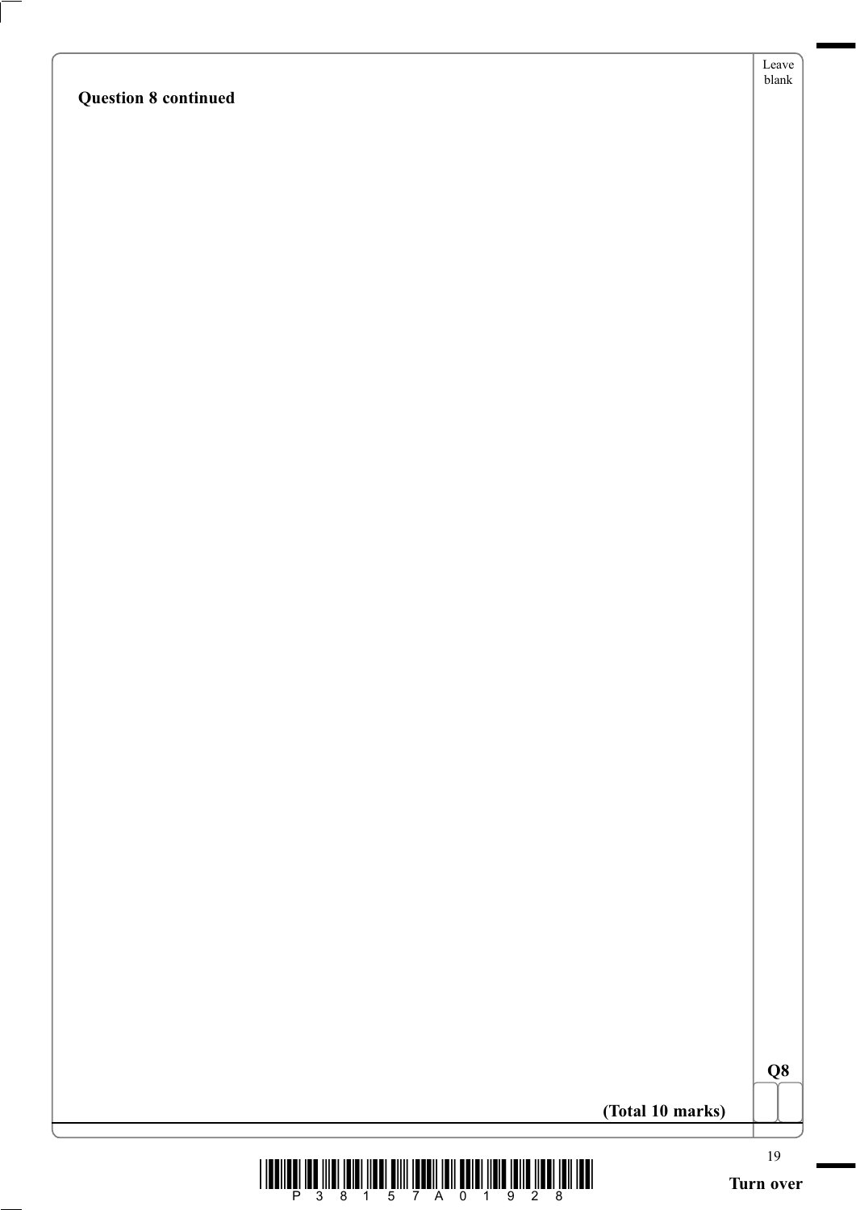**Question 8 continued**

Q8

**(Total 10 marks)**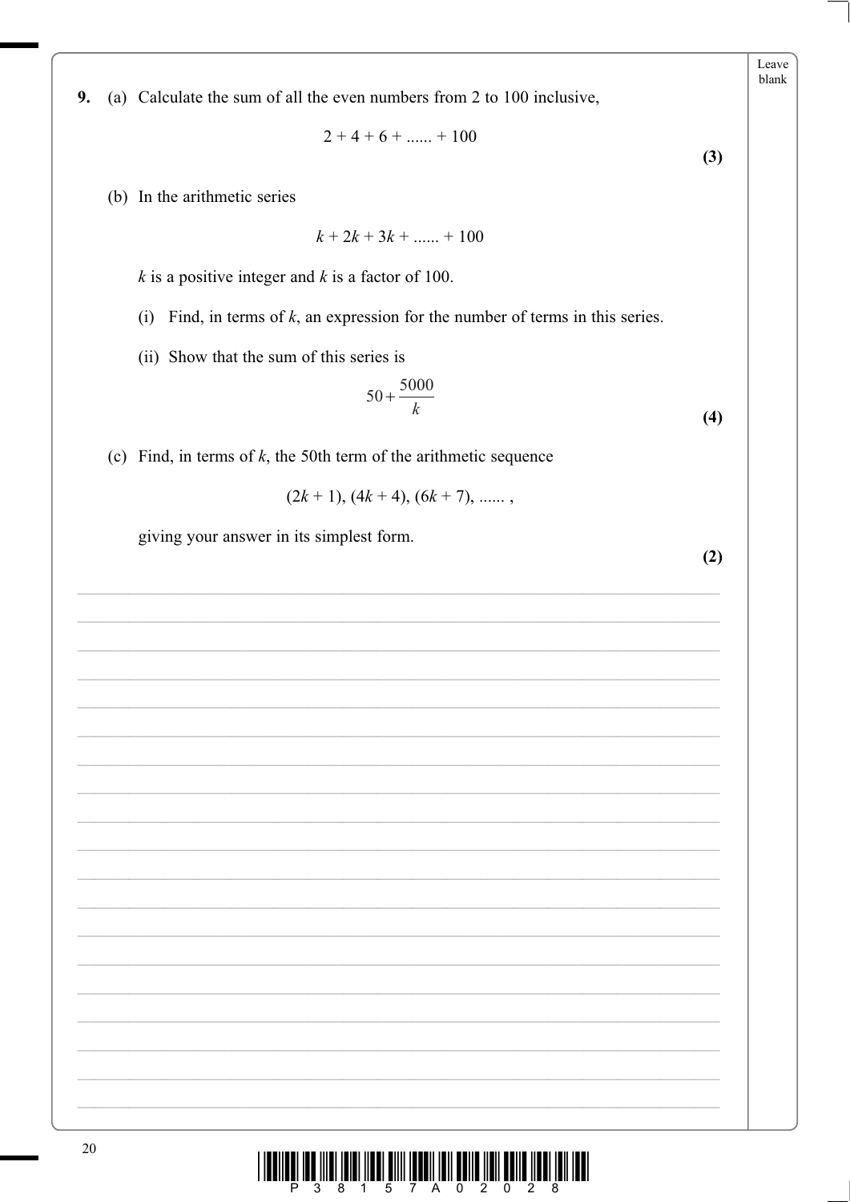**9.** (a) Calculate the sum of all the even numbers from 2 to 100 inclusive,

$$2 + 4 + 6 + \ldots\ldots + 100$$

**(3)**

(b) In the arithmetic series

$$k + 2k + 3k + \ldots\ldots + 100$$

$k$ is a positive integer and $k$ is a factor of 100.

(i) Find, in terms of $k$, an expression for the number of terms in this series.

(ii) Show that the sum of this series is

$$50 + \frac{5000}{k}$$

**(4)**

(c) Find, in terms of $k$, the 50th term of the arithmetic sequence

$$(2k + 1), (4k + 4), (6k + 7), \ldots\ldots,$$

giving your answer in its simplest form.

**(2)**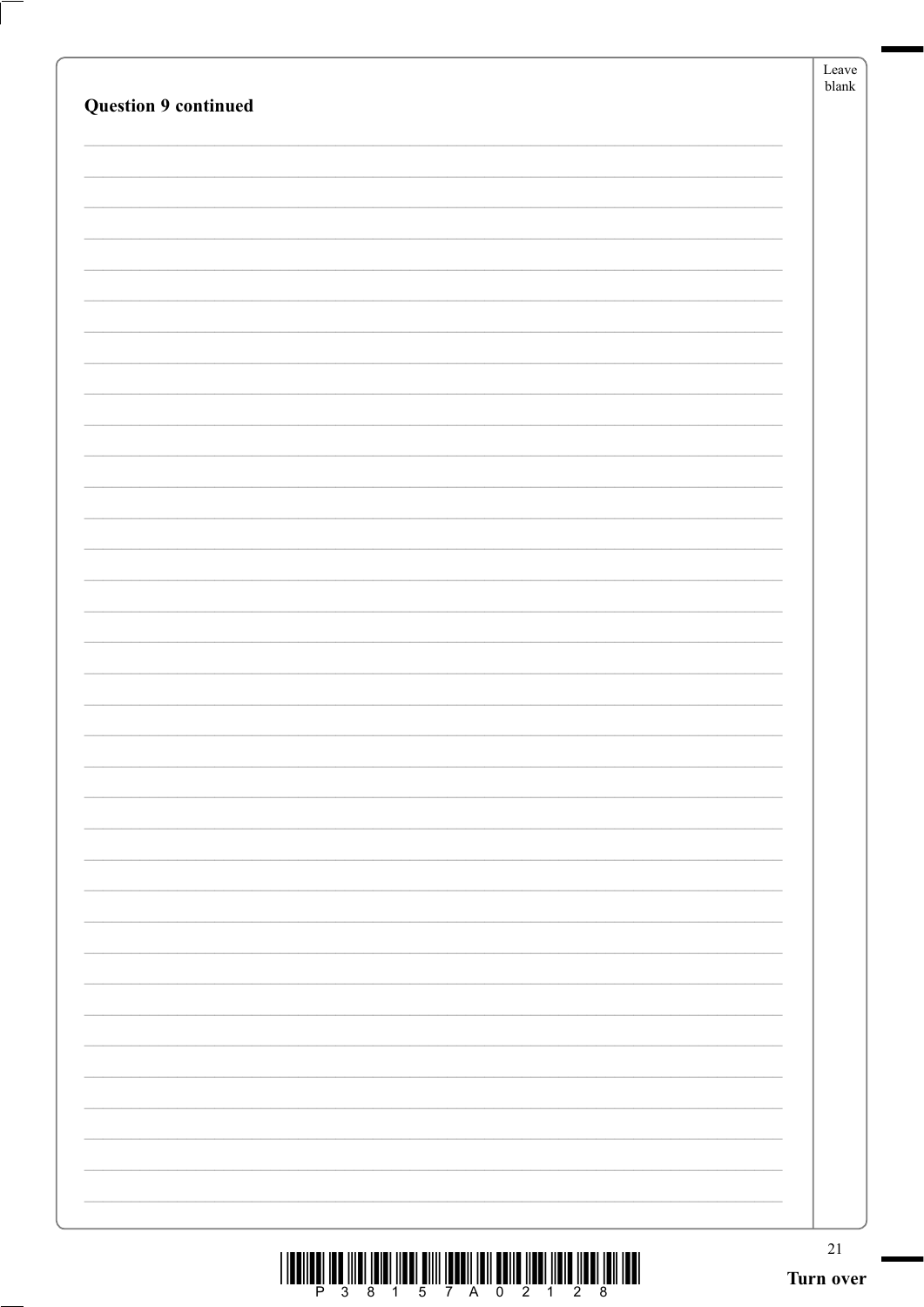**Question 9 continued**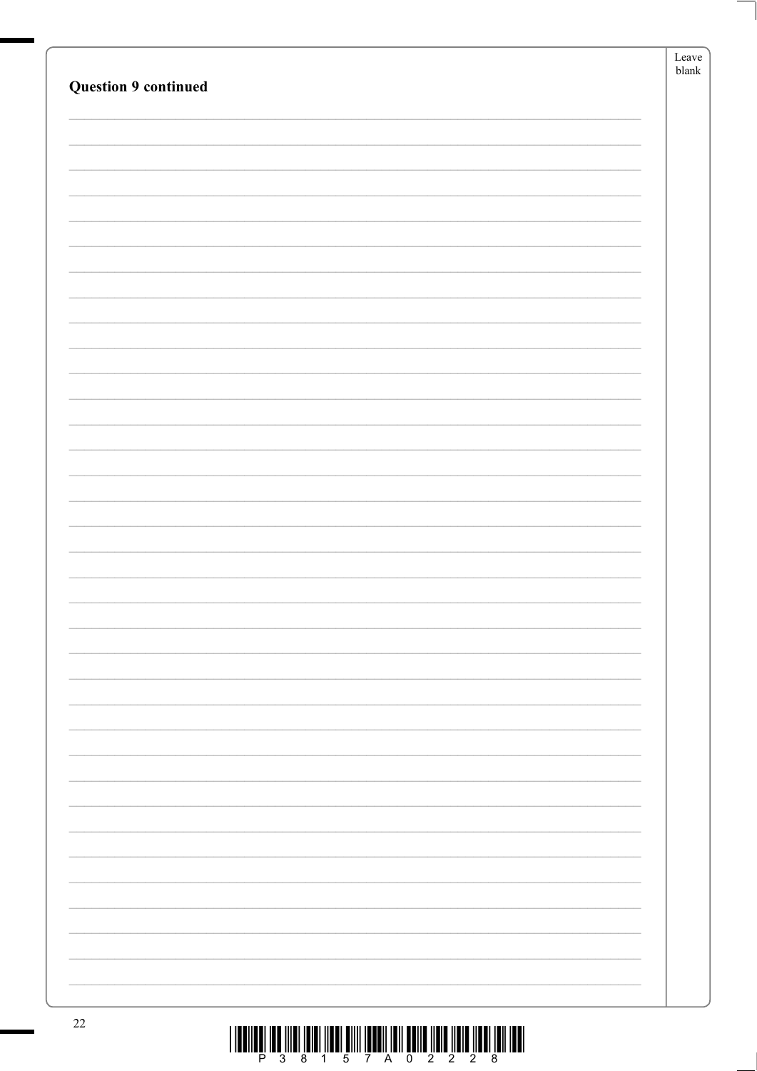**Question 9 continued**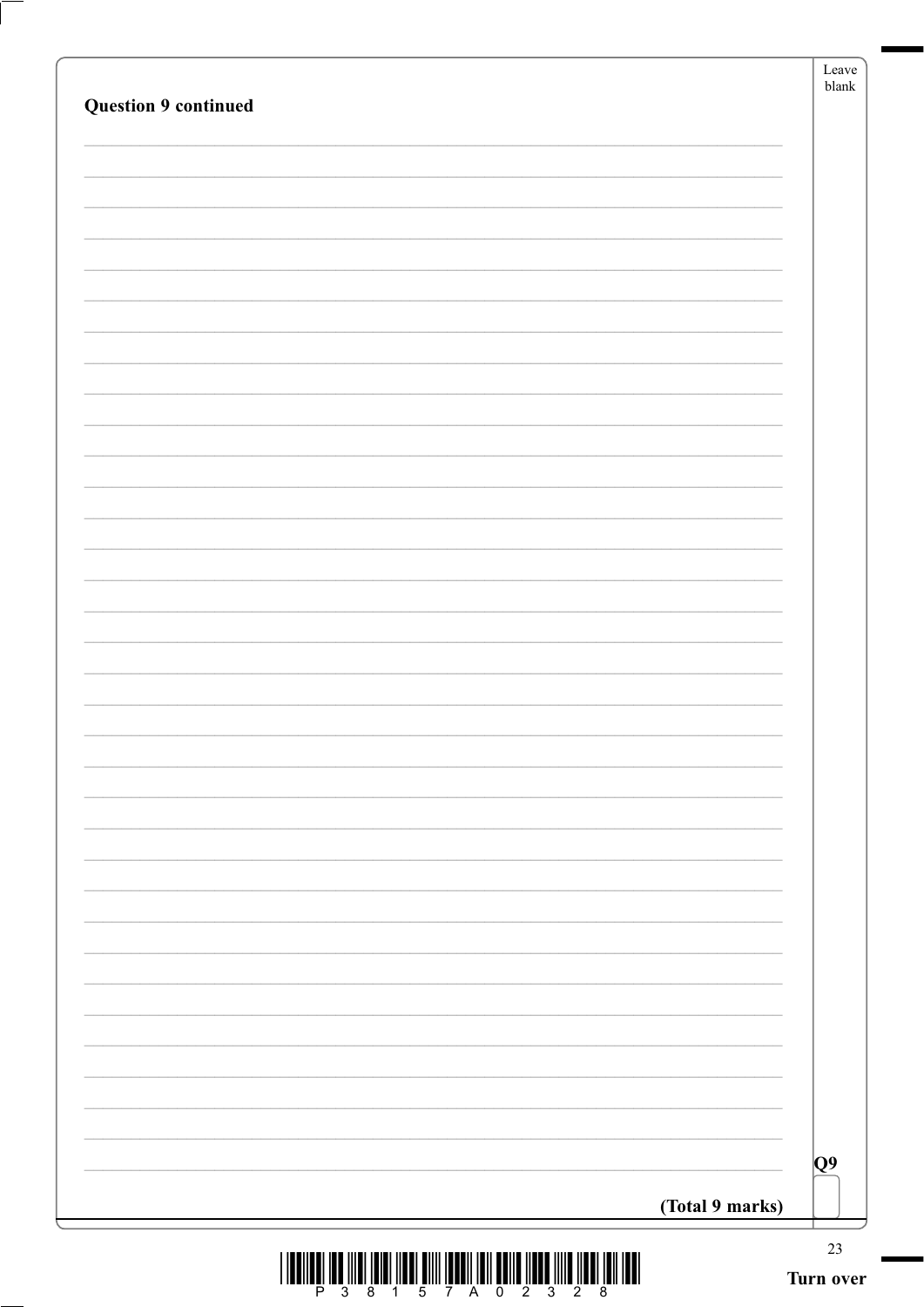**Question 9 continued**

**(Total 9 marks)**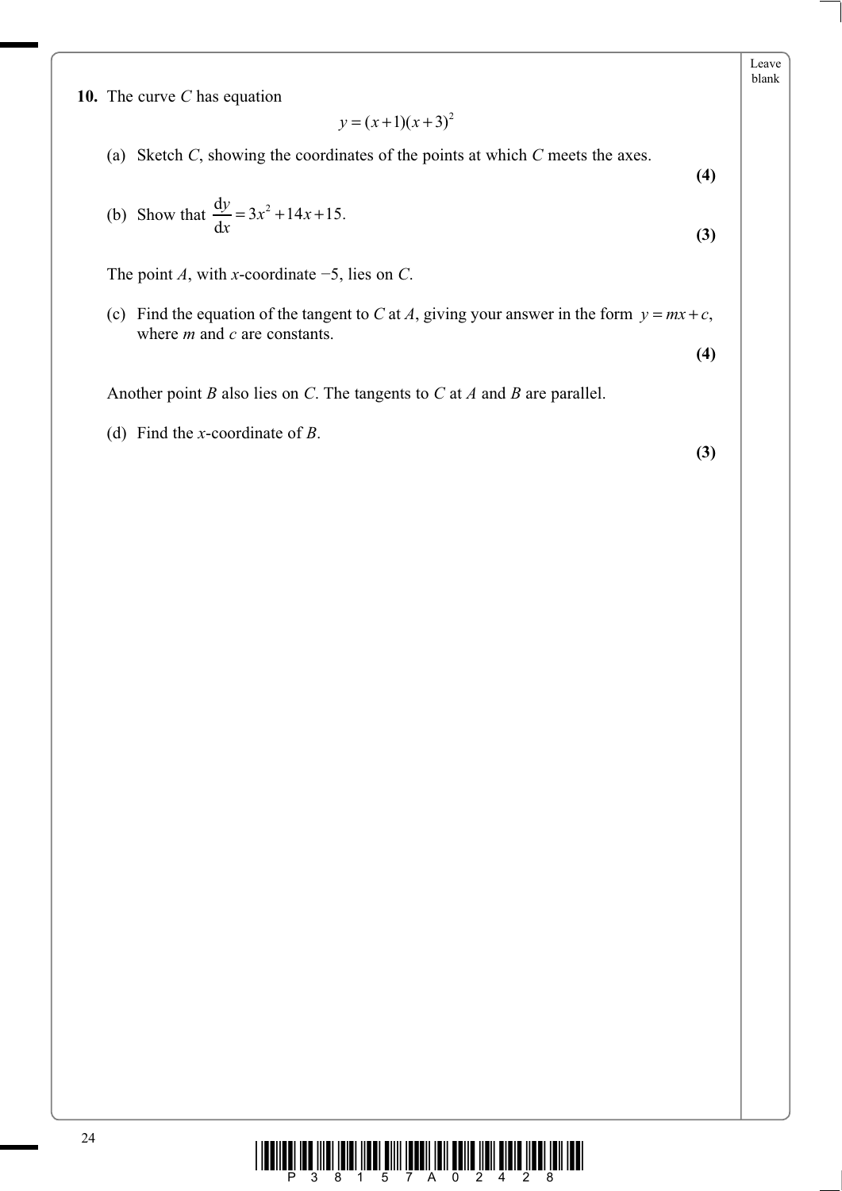**10.** The curve $C$ has equation

$$y = (x+1)(x+3)^2$$

(a) Sketch $C$, showing the coordinates of the points at which $C$ meets the axes.

**(4)**

(b) Show that $\dfrac{dy}{dx} = 3x^2 + 14x + 15$.

**(3)**

The point $A$, with $x$-coordinate $-5$, lies on $C$.

(c) Find the equation of the tangent to $C$ at $A$, giving your answer in the form $y = mx + c$, where $m$ and $c$ are constants.

**(4)**

Another point $B$ also lies on $C$. The tangents to $C$ at $A$ and $B$ are parallel.

(d) Find the $x$-coordinate of $B$.

**(3)**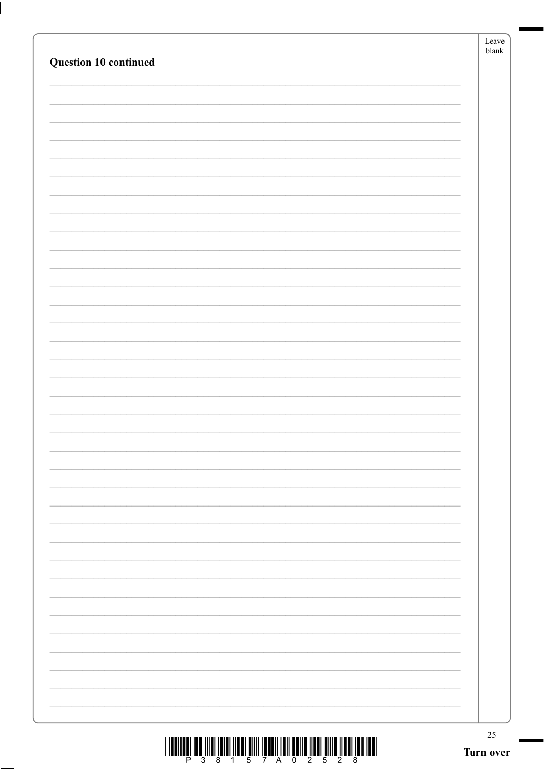**Question 10 continued**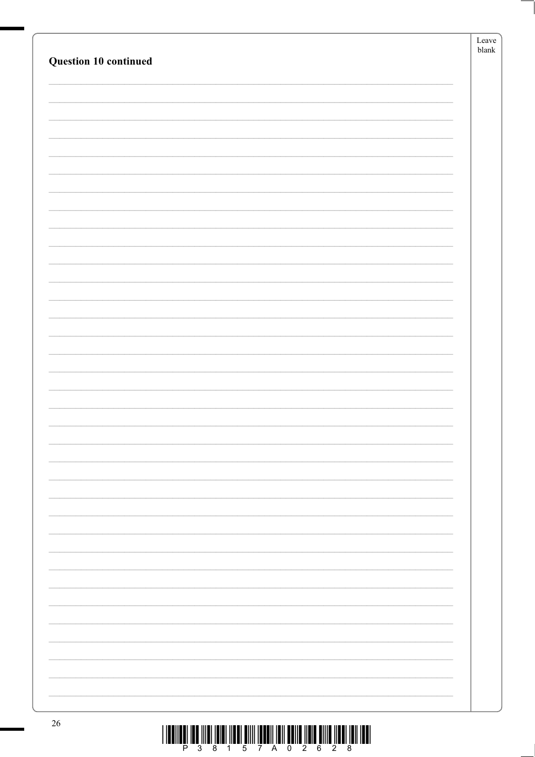**Question 10 continued**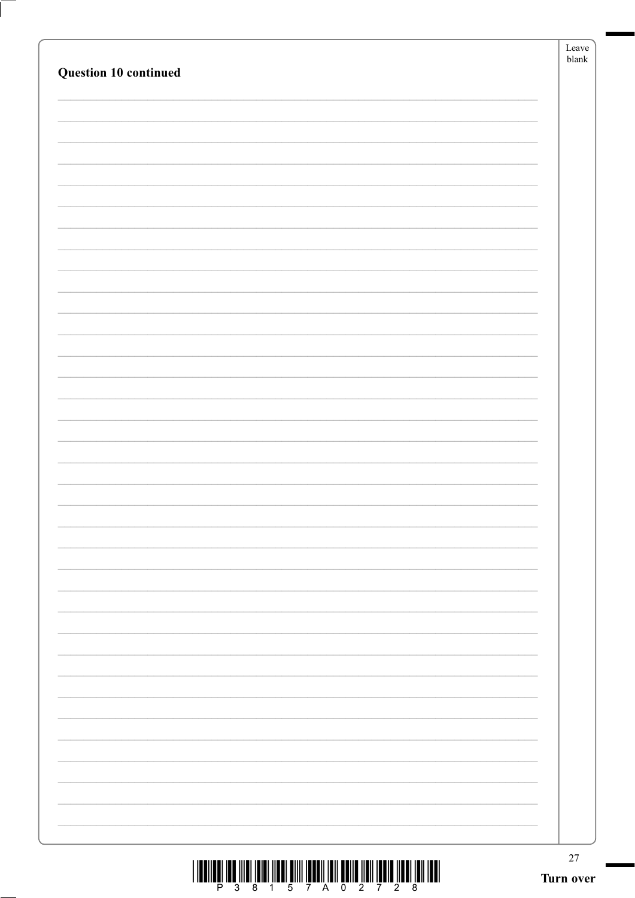**Question 10 continued**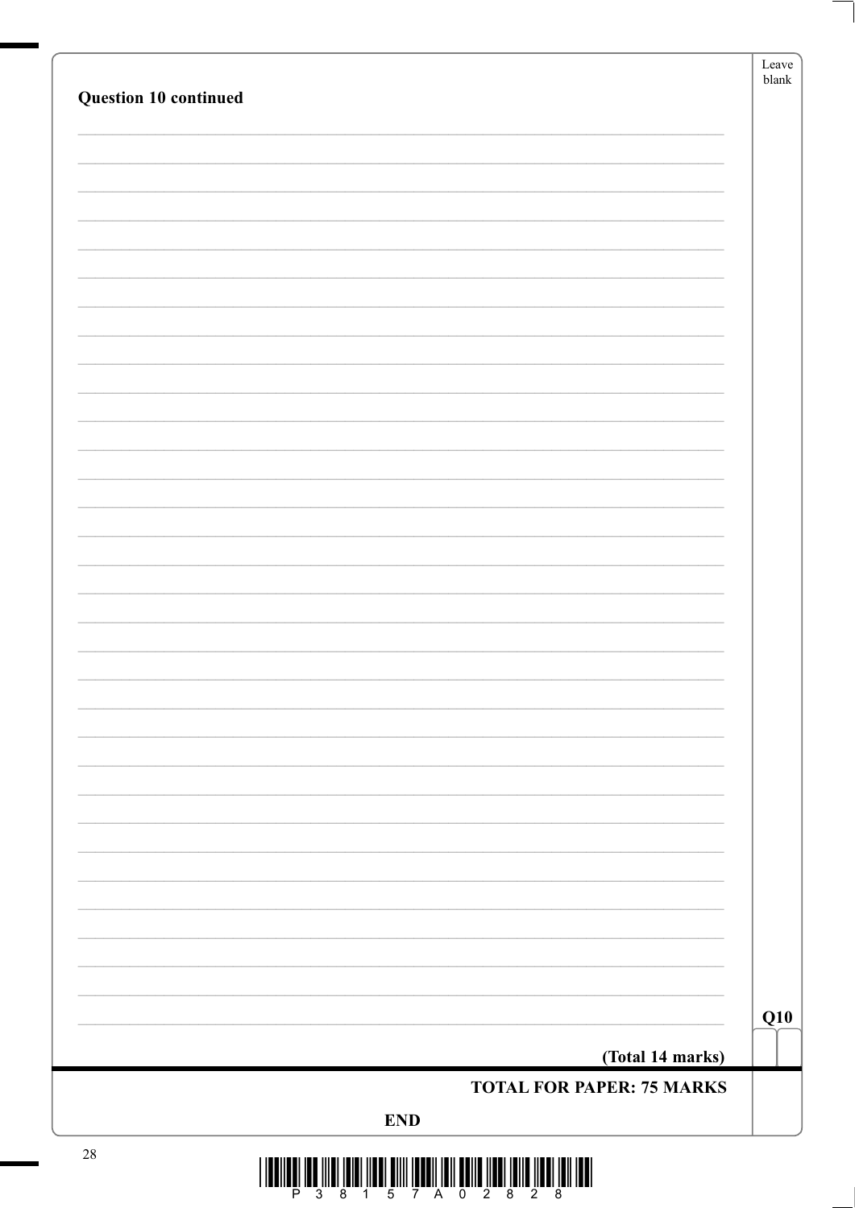**Question 10 continued**

Q10

**(Total 14 marks)**

**TOTAL FOR PAPER: 75 MARKS**

**END**